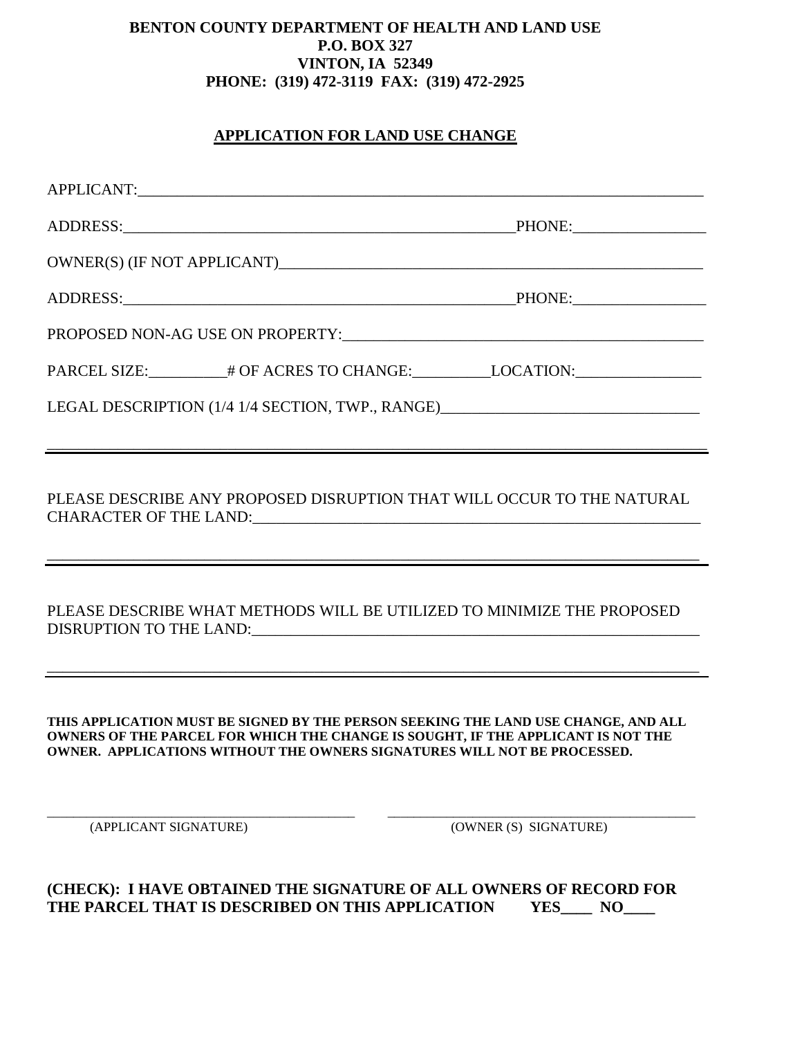**BENTON COUNTY DEPARTMENT OF HEALTH AND LAND USE**
**P.O. BOX 327**
**VINTON, IA 52349**
**PHONE: (319) 472-3119 FAX: (319) 472-2925**

## APPLICATION FOR LAND USE CHANGE

APPLICANT:______________________________________________________________________

ADDRESS:__________________________________________________PHONE:________________

OWNER(S) (IF NOT APPLICANT)_______________________________________________________

ADDRESS:__________________________________________________PHONE:________________

PROPOSED NON-AG USE ON PROPERTY:___________________________________________

PARCEL SIZE:_________# OF ACRES TO CHANGE:_________LOCATION:_______________

LEGAL DESCRIPTION (1/4 1/4 SECTION, TWP., RANGE)_____________________________

_______________________________________________________________________________

PLEASE DESCRIBE ANY PROPOSED DISRUPTION THAT WILL OCCUR TO THE NATURAL CHARACTER OF THE LAND:_______________________________________________________

_______________________________________________________________________________

PLEASE DESCRIBE WHAT METHODS WILL BE UTILIZED TO MINIMIZE THE PROPOSED DISRUPTION TO THE LAND:_______________________________________________________

_______________________________________________________________________________

**THIS APPLICATION MUST BE SIGNED BY THE PERSON SEEKING THE LAND USE CHANGE, AND ALL OWNERS OF THE PARCEL FOR WHICH THE CHANGE IS SOUGHT, IF THE APPLICANT IS NOT THE OWNER. APPLICATIONS WITHOUT THE OWNERS SIGNATURES WILL NOT BE PROCESSED.**

________________________________________ ________________________________________
(APPLICANT SIGNATURE) (OWNER (S) SIGNATURE)

**(CHECK): I HAVE OBTAINED THE SIGNATURE OF ALL OWNERS OF RECORD FOR THE PARCEL THAT IS DESCRIBED ON THIS APPLICATION YES____ NO____**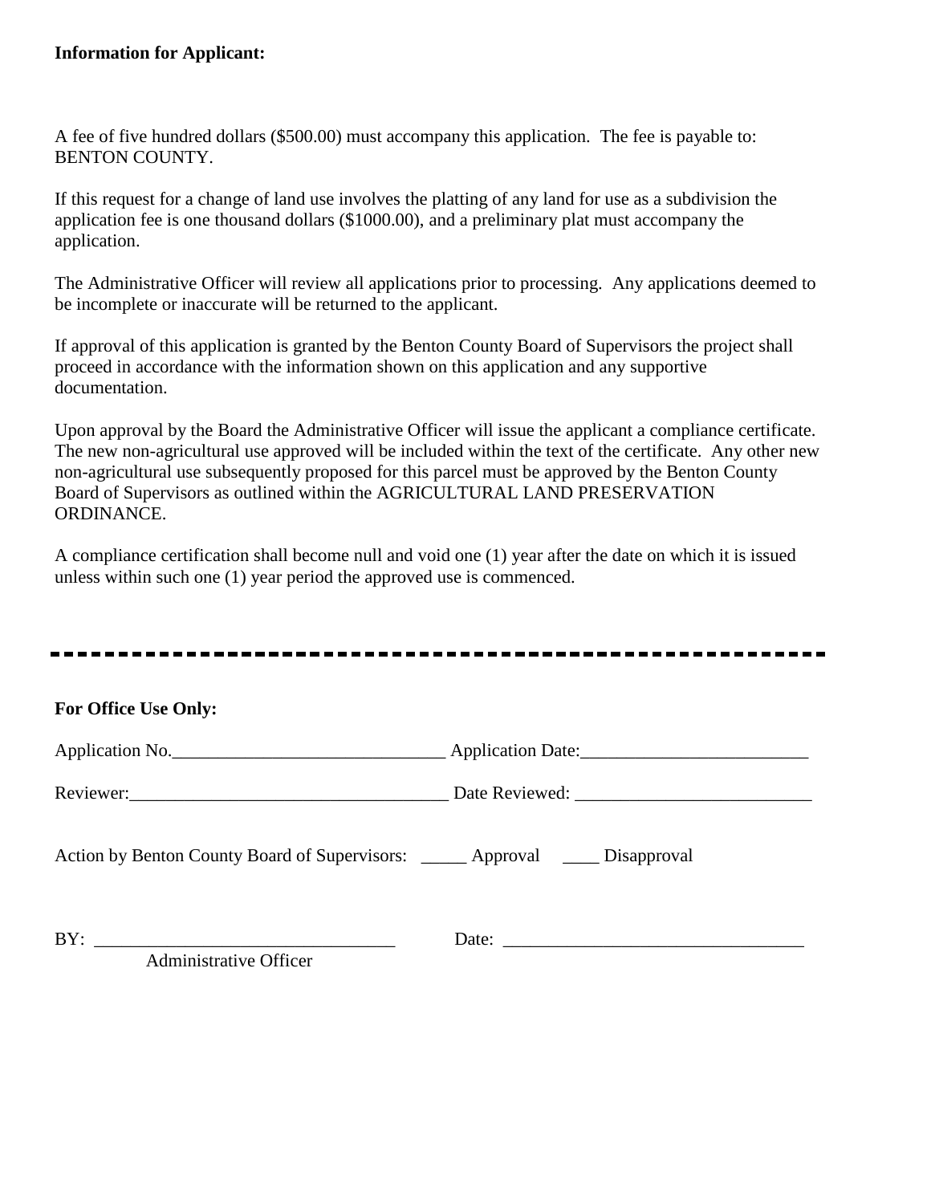**Information for Applicant:**

A fee of five hundred dollars ($500.00) must accompany this application. The fee is payable to: BENTON COUNTY.

If this request for a change of land use involves the platting of any land for use as a subdivision the application fee is one thousand dollars ($1000.00), and a preliminary plat must accompany the application.

The Administrative Officer will review all applications prior to processing. Any applications deemed to be incomplete or inaccurate will be returned to the applicant.

If approval of this application is granted by the Benton County Board of Supervisors the project shall proceed in accordance with the information shown on this application and any supportive documentation.

Upon approval by the Board the Administrative Officer will issue the applicant a compliance certificate. The new non-agricultural use approved will be included within the text of the certificate. Any other new non-agricultural use subsequently proposed for this parcel must be approved by the Benton County Board of Supervisors as outlined within the AGRICULTURAL LAND PRESERVATION ORDINANCE.

A compliance certification shall become null and void one (1) year after the date on which it is issued unless within such one (1) year period the approved use is commenced.

---

**For Office Use Only:**

Application No.______________________________ Application Date:_________________________

Reviewer:___________________________________ Date Reviewed: __________________________

Action by Benton County Board of Supervisors: _____ Approval ____ Disapproval

BY: _________________________________ Date: _________________________________

Administrative Officer